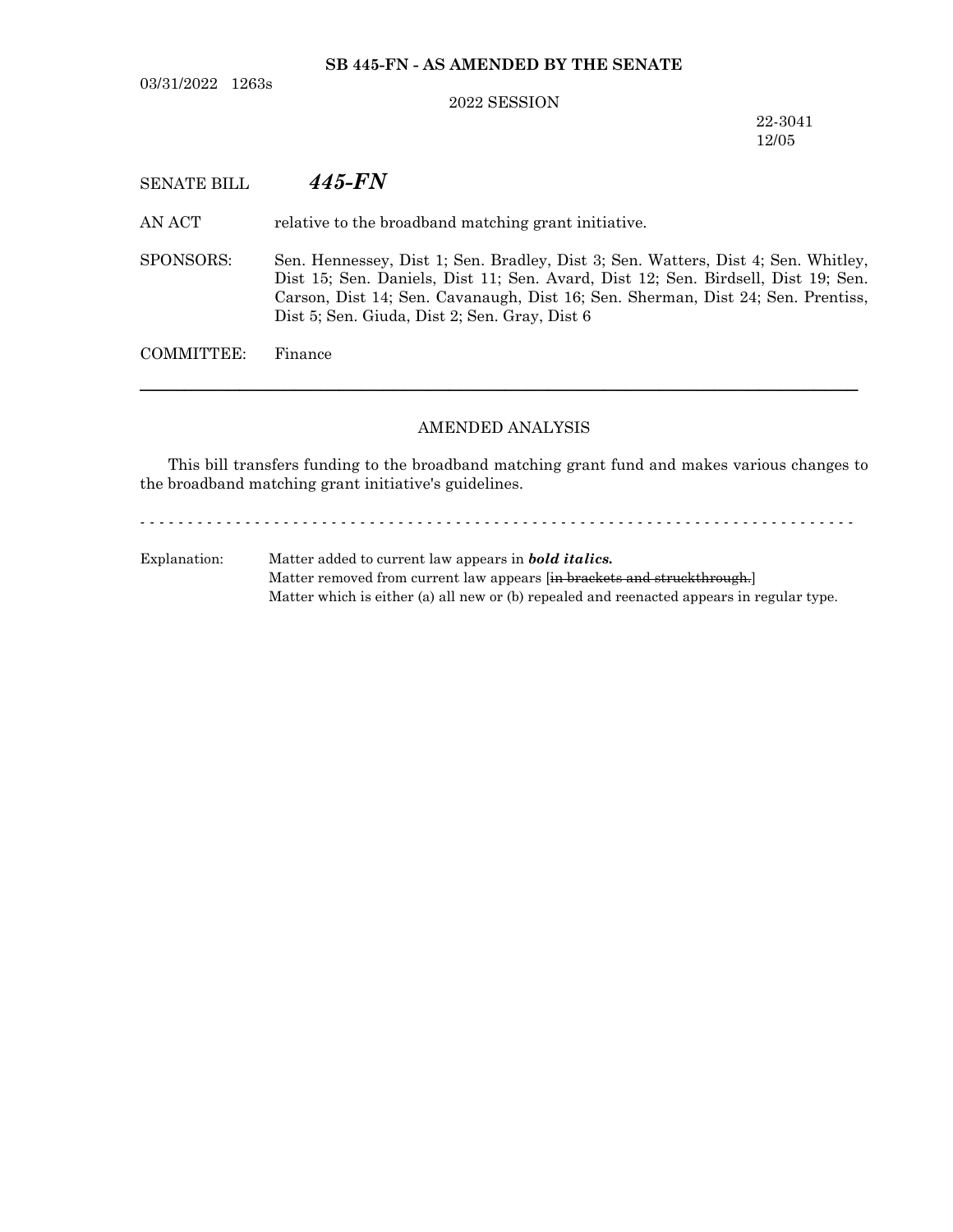**SB 445-FN - AS AMENDED BY THE SENATE**

03/31/2022 1263s

2022 SESSION

22-3041
12/05

SENATE BILL ***445-FN***

AN ACT relative to the broadband matching grant initiative.

SPONSORS: Sen. Hennessey, Dist 1; Sen. Bradley, Dist 3; Sen. Watters, Dist 4; Sen. Whitley, Dist 15; Sen. Daniels, Dist 11; Sen. Avard, Dist 12; Sen. Birdsell, Dist 19; Sen. Carson, Dist 14; Sen. Cavanaugh, Dist 16; Sen. Sherman, Dist 24; Sen. Prentiss, Dist 5; Sen. Giuda, Dist 2; Sen. Gray, Dist 6

COMMITTEE: Finance

---

AMENDED ANALYSIS

This bill transfers funding to the broadband matching grant fund and makes various changes to the broadband matching grant initiative's guidelines.

- - - - - - - - - - - - - - - - - - - - - - - - - - - - - - - - - - - - - - - - - - - - - - - - - - - - - - - - - - - - - - - - - - - - - - - -

Explanation: Matter added to current law appears in ***bold italics.***
Matter removed from current law appears [~~in brackets and struckthrough.~~]
Matter which is either (a) all new or (b) repealed and reenacted appears in regular type.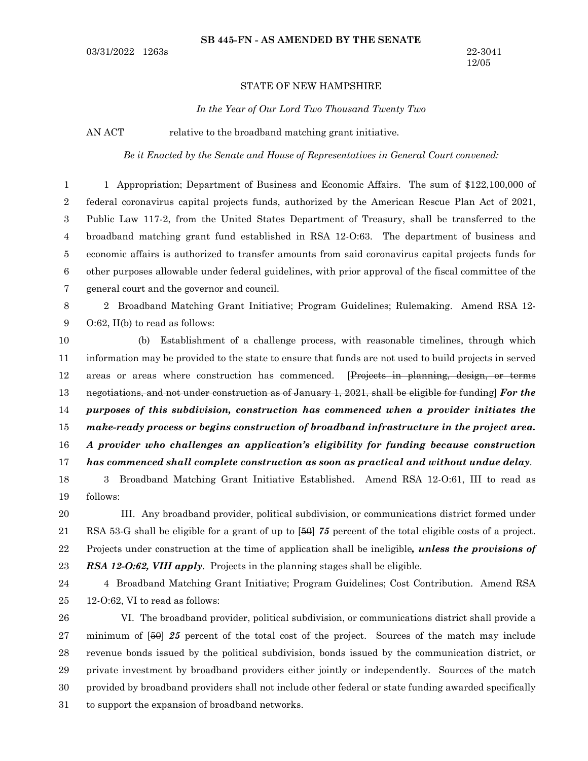**SB 445-FN - AS AMENDED BY THE SENATE**

03/31/2022 1263s

22-3041
12/05

STATE OF NEW HAMPSHIRE

*In the Year of Our Lord Two Thousand Twenty Two*

AN ACT relative to the broadband matching grant initiative.

*Be it Enacted by the Senate and House of Representatives in General Court convened:*

1 Appropriation; Department of Business and Economic Affairs. The sum of $122,100,000 of federal coronavirus capital projects funds, authorized by the American Rescue Plan Act of 2021, Public Law 117-2, from the United States Department of Treasury, shall be transferred to the broadband matching grant fund established in RSA 12-O:63. The department of business and economic affairs is authorized to transfer amounts from said coronavirus capital projects funds for other purposes allowable under federal guidelines, with prior approval of the fiscal committee of the general court and the governor and council.

2 Broadband Matching Grant Initiative; Program Guidelines; Rulemaking. Amend RSA 12-O:62, II(b) to read as follows:

(b) Establishment of a challenge process, with reasonable timelines, through which information may be provided to the state to ensure that funds are not used to build projects in served areas or areas where construction has commenced. [~~Projects in planning, design, or terms negotiations, and not under construction as of January 1, 2021, shall be eligible for funding~~] ***For the purposes of this subdivision, construction has commenced when a provider initiates the make-ready process or begins construction of broadband infrastructure in the project area. A provider who challenges an application's eligibility for funding because construction has commenced shall complete construction as soon as practical and without undue delay***.

3 Broadband Matching Grant Initiative Established. Amend RSA 12-O:61, III to read as follows:

III. Any broadband provider, political subdivision, or communications district formed under RSA 53-G shall be eligible for a grant of up to [~~50~~] ***75*** percent of the total eligible costs of a project. Projects under construction at the time of application shall be ineligible***, unless the provisions of RSA 12-O:62, VIII apply***. Projects in the planning stages shall be eligible.

4 Broadband Matching Grant Initiative; Program Guidelines; Cost Contribution. Amend RSA 12-O:62, VI to read as follows:

VI. The broadband provider, political subdivision, or communications district shall provide a minimum of [~~50~~] ***25*** percent of the total cost of the project. Sources of the match may include revenue bonds issued by the political subdivision, bonds issued by the communication district, or private investment by broadband providers either jointly or independently. Sources of the match provided by broadband providers shall not include other federal or state funding awarded specifically to support the expansion of broadband networks.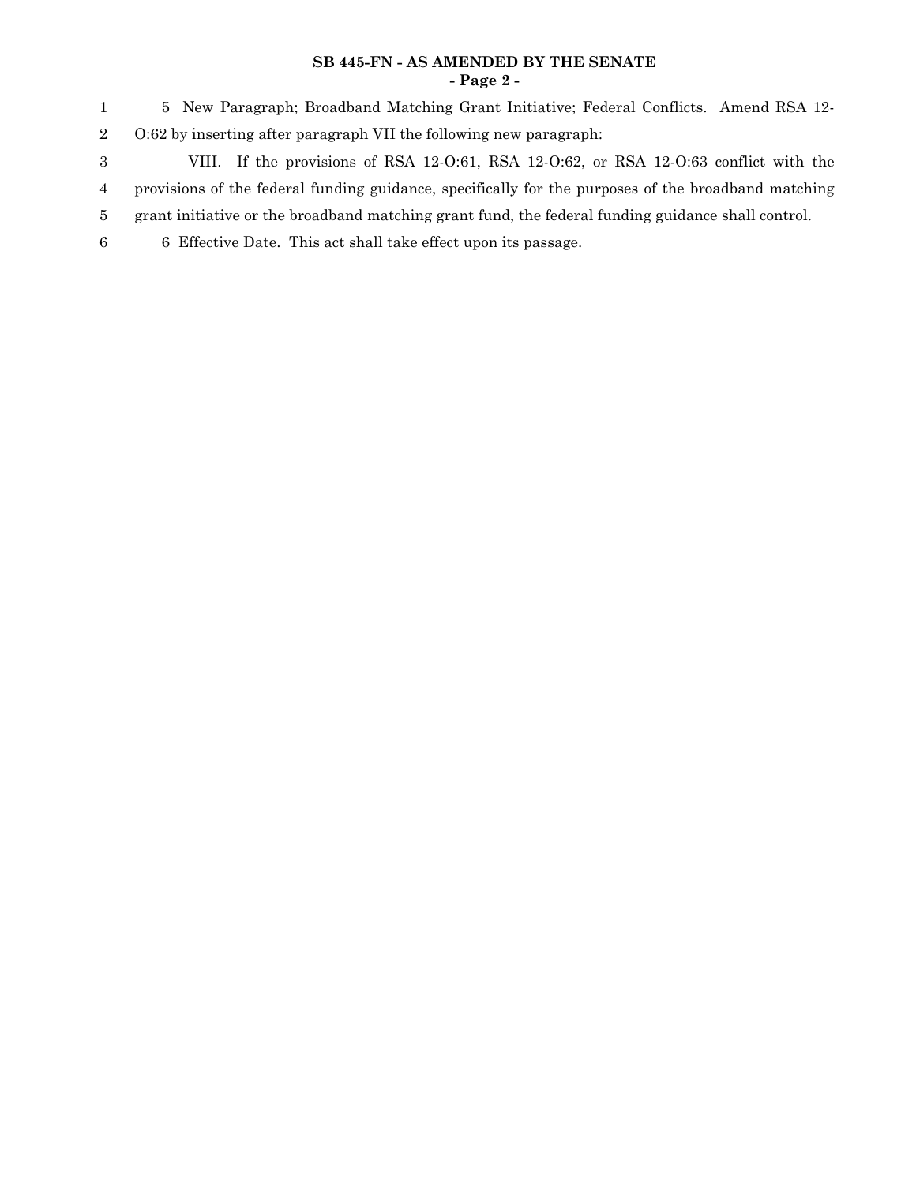5 New Paragraph; Broadband Matching Grant Initiative; Federal Conflicts. Amend RSA 12-O:62 by inserting after paragraph VII the following new paragraph:

VIII. If the provisions of RSA 12-O:61, RSA 12-O:62, or RSA 12-O:63 conflict with the provisions of the federal funding guidance, specifically for the purposes of the broadband matching grant initiative or the broadband matching grant fund, the federal funding guidance shall control.

6 Effective Date. This act shall take effect upon its passage.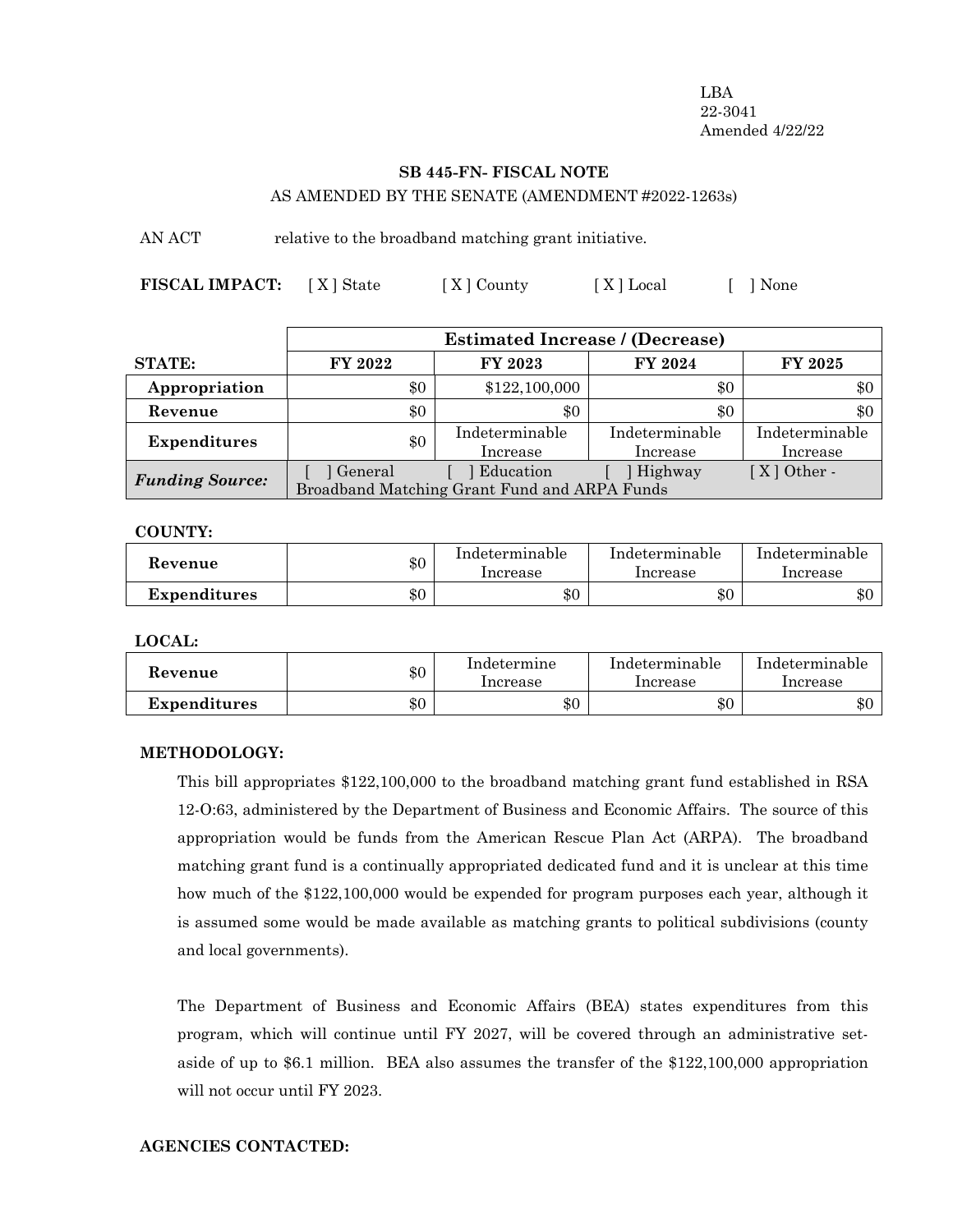LBA
22-3041
Amended 4/22/22

**SB 445-FN- FISCAL NOTE**

AS AMENDED BY THE SENATE (AMENDMENT #2022-1263s)

AN ACT relative to the broadband matching grant initiative.

**FISCAL IMPACT:** [ X ] State [ X ] County [ X ] Local [ ] None

| | **Estimated Increase / (Decrease)** | | | |
|---|---|---|---|---|
| **STATE:** | **FY 2022** | **FY 2023** | **FY 2024** | **FY 2025** |
| **Appropriation** | $0 | $122,100,000 | $0 | $0 |
| **Revenue** | $0 | $0 | $0 | $0 |
| **Expenditures** | $0 | Indeterminable Increase | Indeterminable Increase | Indeterminable Increase |
| ***Funding Source:*** | [ ] General [ ] Education [ ] Highway [ X ] Other - Broadband Matching Grant Fund and ARPA Funds | | | |

**COUNTY:**

| | | | | |
|---|---|---|---|---|
| **Revenue** | $0 | Indeterminable Increase | Indeterminable Increase | Indeterminable Increase |
| **Expenditures** | $0 | $0 | $0 | $0 |

**LOCAL:**

| | | | | |
|---|---|---|---|---|
| **Revenue** | $0 | Indetermine Increase | Indeterminable Increase | Indeterminable Increase |
| **Expenditures** | $0 | $0 | $0 | $0 |

**METHODOLOGY:**

This bill appropriates $122,100,000 to the broadband matching grant fund established in RSA 12-O:63, administered by the Department of Business and Economic Affairs. The source of this appropriation would be funds from the American Rescue Plan Act (ARPA). The broadband matching grant fund is a continually appropriated dedicated fund and it is unclear at this time how much of the $122,100,000 would be expended for program purposes each year, although it is assumed some would be made available as matching grants to political subdivisions (county and local governments).

The Department of Business and Economic Affairs (BEA) states expenditures from this program, which will continue until FY 2027, will be covered through an administrative set-aside of up to $6.1 million. BEA also assumes the transfer of the $122,100,000 appropriation will not occur until FY 2023.

**AGENCIES CONTACTED:**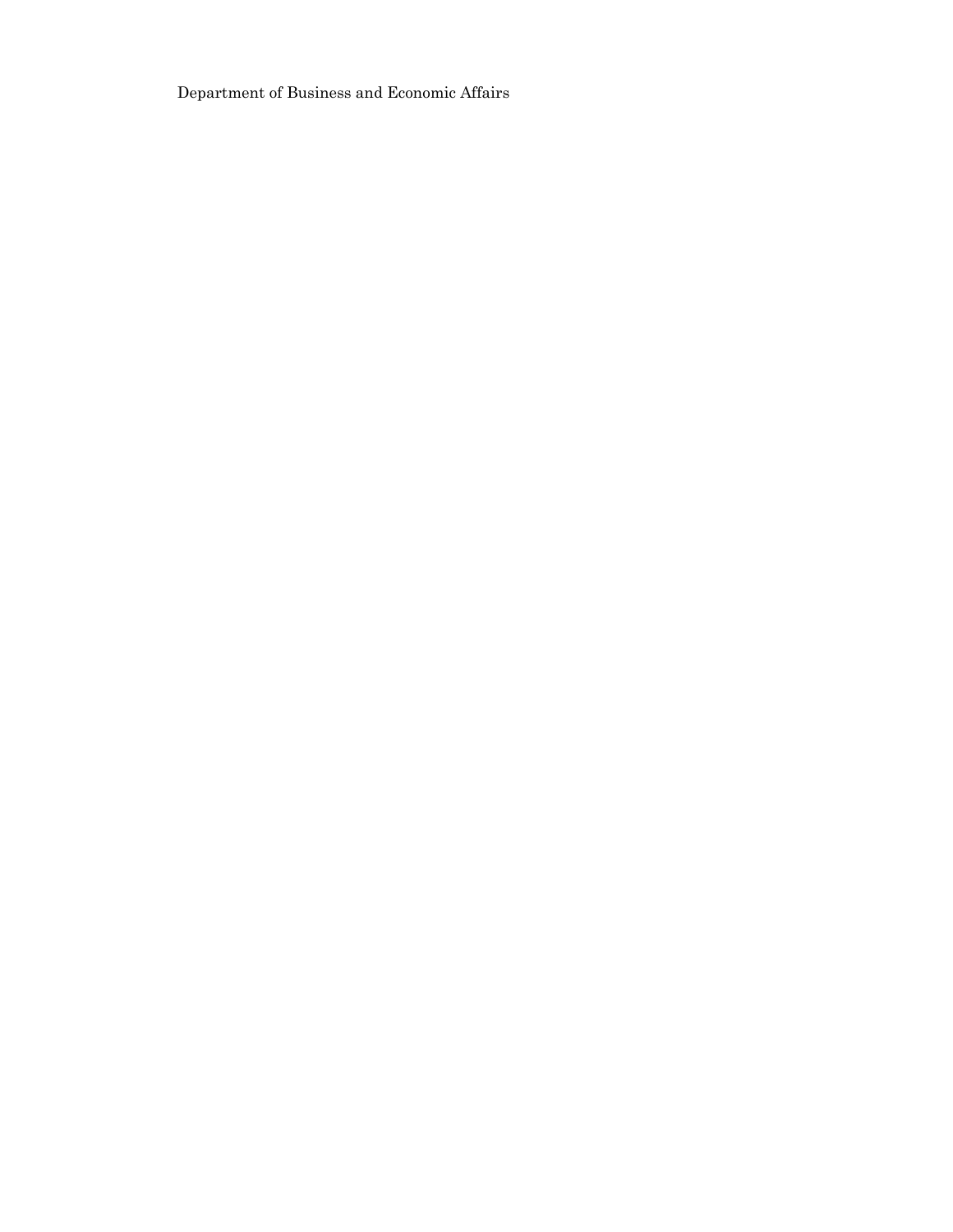Department of Business and Economic Affairs